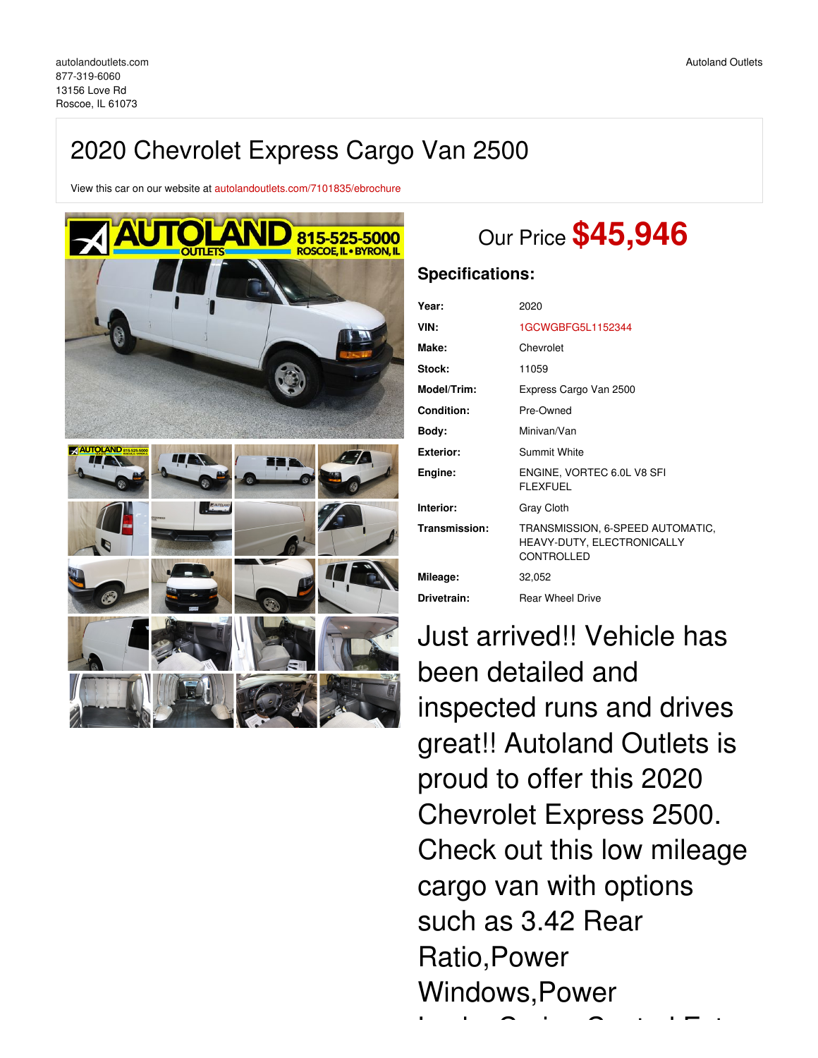autolandoutlets.com
877-319-6060
13156 Love Rd
Roscoe, IL 61073

Autoland Outlets

# 2020 Chevrolet Express Cargo Van 2500

View this car on our website at autolandoutlets.com/7101835/ebrochure

## Our Price $45,946

### Specifications:

| | |
|---|---|
| **Year:** | 2020 |
| **VIN:** | 1GCWGBFG5L1152344 |
| **Make:** | Chevrolet |
| **Stock:** | 11059 |
| **Model/Trim:** | Express Cargo Van 2500 |
| **Condition:** | Pre-Owned |
| **Body:** | Minivan/Van |
| **Exterior:** | Summit White |
| **Engine:** | ENGINE, VORTEC 6.0L V8 SFI FLEXFUEL |
| **Interior:** | Gray Cloth |
| **Transmission:** | TRANSMISSION, 6-SPEED AUTOMATIC, HEAVY-DUTY, ELECTRONICALLY CONTROLLED |
| **Mileage:** | 32,052 |
| **Drivetrain:** | Rear Wheel Drive |

Just arrived!! Vehicle has been detailed and inspected runs and drives great!! Autoland Outlets is proud to offer this 2020 Chevrolet Express 2500. Check out this low mileage cargo van with options such as 3.42 Rear Ratio,Power Windows,Power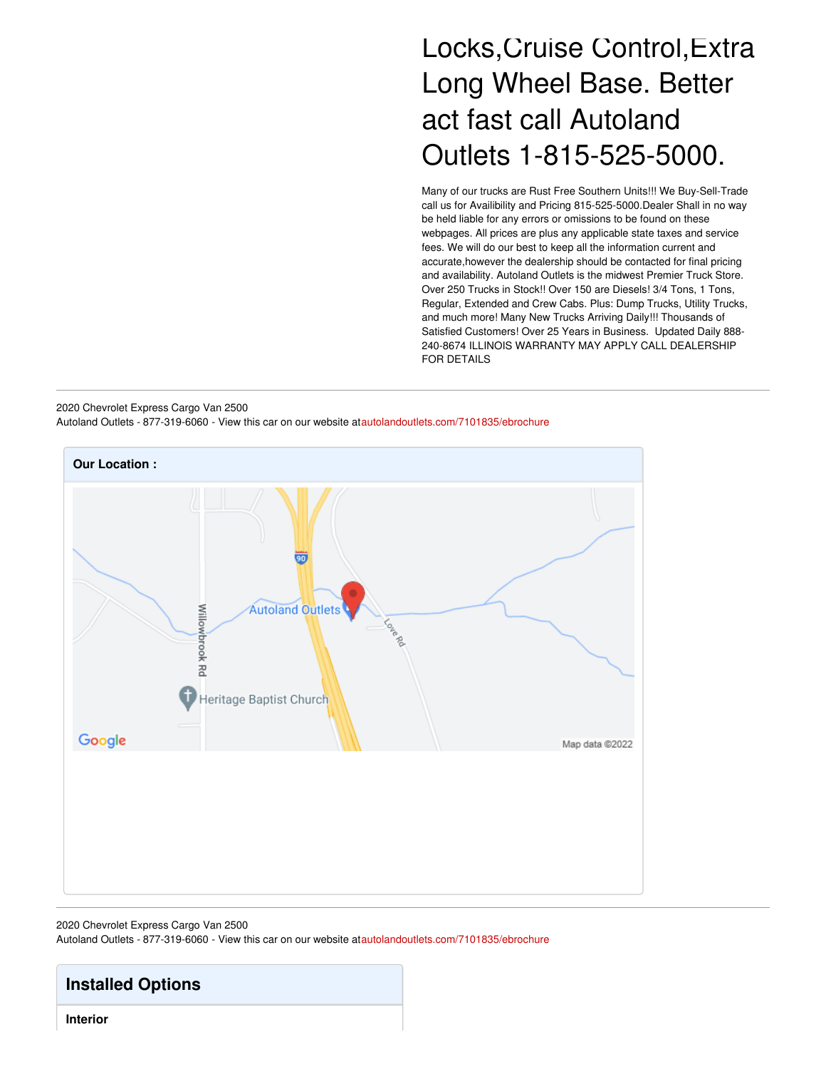Locks,Cruise Control,Extra Long Wheel Base. Better act fast call Autoland Outlets 1-815-525-5000.

Many of our trucks are Rust Free Southern Units!!! We Buy-Sell-Trade call us for Availibility and Pricing 815-525-5000.Dealer Shall in no way be held liable for any errors or omissions to be found on these webpages. All prices are plus any applicable state taxes and service fees. We will do our best to keep all the information current and accurate,however the dealership should be contacted for final pricing and availability. Autoland Outlets is the midwest Premier Truck Store. Over 250 Trucks in Stock!! Over 150 are Diesels! 3/4 Tons, 1 Tons, Regular, Extended and Crew Cabs. Plus: Dump Trucks, Utility Trucks, and much more! Many New Trucks Arriving Daily!!! Thousands of Satisfied Customers! Over 25 Years in Business. Updated Daily 888-240-8674 ILLINOIS WARRANTY MAY APPLY CALL DEALERSHIP FOR DETAILS

**Our Location :**

## Installed Options

**Interior**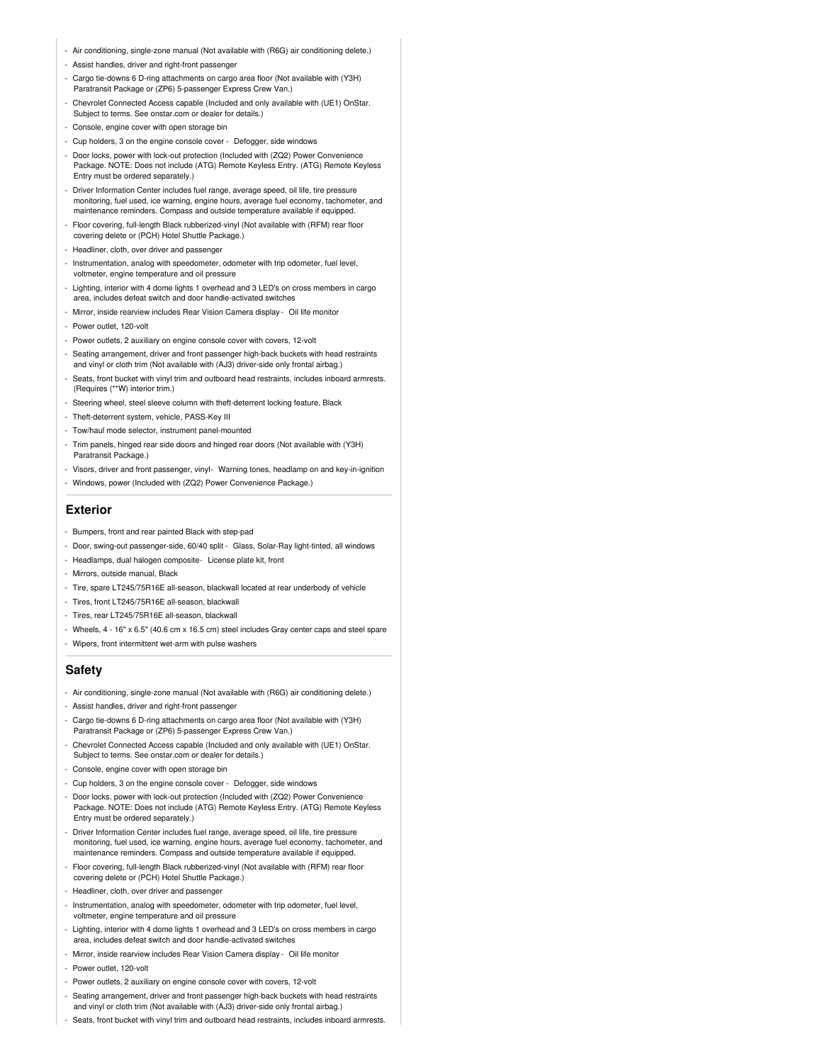- Air conditioning, single-zone manual (Not available with (R6G) air conditioning delete.)
- Assist handles, driver and right-front passenger
- Cargo tie-downs 6 D-ring attachments on cargo area floor (Not available with (Y3H) Paratransit Package or (ZP6) 5-passenger Express Crew Van.)
- Chevrolet Connected Access capable (Included and only available with (UE1) OnStar. Subject to terms. See onstar.com or dealer for details.)
- Console, engine cover with open storage bin
- Cup holders, 3 on the engine console cover - Defogger, side windows
- Door locks, power with lock-out protection (Included with (ZQ2) Power Convenience Package. NOTE: Does not include (ATG) Remote Keyless Entry. (ATG) Remote Keyless Entry must be ordered separately.)
- Driver Information Center includes fuel range, average speed, oil life, tire pressure monitoring, fuel used, ice warning, engine hours, average fuel economy, tachometer, and maintenance reminders. Compass and outside temperature available if equipped.
- Floor covering, full-length Black rubberized-vinyl (Not available with (RFM) rear floor covering delete or (PCH) Hotel Shuttle Package.)
- Headliner, cloth, over driver and passenger
- Instrumentation, analog with speedometer, odometer with trip odometer, fuel level, voltmeter, engine temperature and oil pressure
- Lighting, interior with 4 dome lights 1 overhead and 3 LED's on cross members in cargo area, includes defeat switch and door handle-activated switches
- Mirror, inside rearview includes Rear Vision Camera display - Oil life monitor
- Power outlet, 120-volt
- Power outlets, 2 auxiliary on engine console cover with covers, 12-volt
- Seating arrangement, driver and front passenger high-back buckets with head restraints and vinyl or cloth trim (Not available with (AJ3) driver-side only frontal airbag.)
- Seats, front bucket with vinyl trim and outboard head restraints, includes inboard armrests. (Requires (**W) interior trim.)
- Steering wheel, steel sleeve column with theft-deterrent locking feature, Black
- Theft-deterrent system, vehicle, PASS-Key III
- Tow/haul mode selector, instrument panel-mounted
- Trim panels, hinged rear side doors and hinged rear doors (Not available with (Y3H) Paratransit Package.)
- Visors, driver and front passenger, vinyl- Warning tones, headlamp on and key-in-ignition
- Windows, power (Included with (ZQ2) Power Convenience Package.)

## Exterior

- Bumpers, front and rear painted Black with step-pad
- Door, swing-out passenger-side, 60/40 split - Glass, Solar-Ray light-tinted, all windows
- Headlamps, dual halogen composite- License plate kit, front
- Mirrors, outside manual, Black
- Tire, spare LT245/75R16E all-season, blackwall located at rear underbody of vehicle
- Tires, front LT245/75R16E all-season, blackwall
- Tires, rear LT245/75R16E all-season, blackwall
- Wheels, 4 - 16" x 6.5" (40.6 cm x 16.5 cm) steel includes Gray center caps and steel spare
- Wipers, front intermittent wet-arm with pulse washers

## Safety

- Air conditioning, single-zone manual (Not available with (R6G) air conditioning delete.)
- Assist handles, driver and right-front passenger
- Cargo tie-downs 6 D-ring attachments on cargo area floor (Not available with (Y3H) Paratransit Package or (ZP6) 5-passenger Express Crew Van.)
- Chevrolet Connected Access capable (Included and only available with (UE1) OnStar. Subject to terms. See onstar.com or dealer for details.)
- Console, engine cover with open storage bin
- Cup holders, 3 on the engine console cover - Defogger, side windows
- Door locks, power with lock-out protection (Included with (ZQ2) Power Convenience Package. NOTE: Does not include (ATG) Remote Keyless Entry. (ATG) Remote Keyless Entry must be ordered separately.)
- Driver Information Center includes fuel range, average speed, oil life, tire pressure monitoring, fuel used, ice warning, engine hours, average fuel economy, tachometer, and maintenance reminders. Compass and outside temperature available if equipped.
- Floor covering, full-length Black rubberized-vinyl (Not available with (RFM) rear floor covering delete or (PCH) Hotel Shuttle Package.)
- Headliner, cloth, over driver and passenger
- Instrumentation, analog with speedometer, odometer with trip odometer, fuel level, voltmeter, engine temperature and oil pressure
- Lighting, interior with 4 dome lights 1 overhead and 3 LED's on cross members in cargo area, includes defeat switch and door handle-activated switches
- Mirror, inside rearview includes Rear Vision Camera display - Oil life monitor
- Power outlet, 120-volt
- Power outlets, 2 auxiliary on engine console cover with covers, 12-volt
- Seating arrangement, driver and front passenger high-back buckets with head restraints and vinyl or cloth trim (Not available with (AJ3) driver-side only frontal airbag.)
- Seats, front bucket with vinyl trim and outboard head restraints, includes inboard armrests.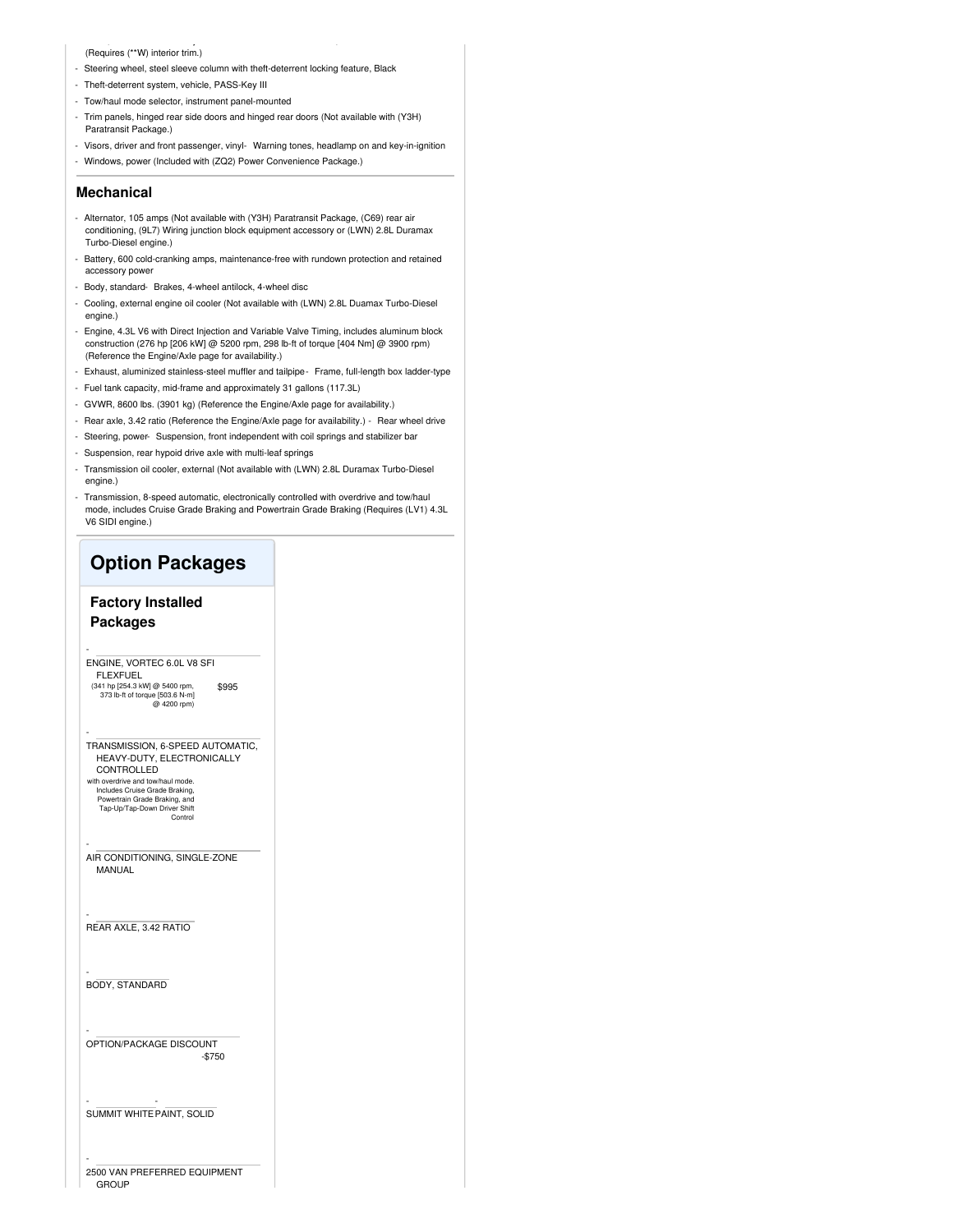(Requires (**W) interior trim.)

- Steering wheel, steel sleeve column with theft-deterrent locking feature, Black
- Theft-deterrent system, vehicle, PASS-Key III
- Tow/haul mode selector, instrument panel-mounted
- Trim panels, hinged rear side doors and hinged rear doors (Not available with (Y3H) Paratransit Package.)
- Visors, driver and front passenger, vinyl- Warning tones, headlamp on and key-in-ignition
- Windows, power (Included with (ZQ2) Power Convenience Package.)

## Mechanical

- Alternator, 105 amps (Not available with (Y3H) Paratransit Package, (C69) rear air conditioning, (9L7) Wiring junction block equipment accessory or (LWN) 2.8L Duramax Turbo-Diesel engine.)
- Battery, 600 cold-cranking amps, maintenance-free with rundown protection and retained accessory power
- Body, standard- Brakes, 4-wheel antilock, 4-wheel disc
- Cooling, external engine oil cooler (Not available with (LWN) 2.8L Duamax Turbo-Diesel engine.)
- Engine, 4.3L V6 with Direct Injection and Variable Valve Timing, includes aluminum block construction (276 hp [206 kW] @ 5200 rpm, 298 lb-ft of torque [404 Nm] @ 3900 rpm) (Reference the Engine/Axle page for availability.)
- Exhaust, aluminized stainless-steel muffler and tailpipe- Frame, full-length box ladder-type
- Fuel tank capacity, mid-frame and approximately 31 gallons (117.3L)
- GVWR, 8600 lbs. (3901 kg) (Reference the Engine/Axle page for availability.)
- Rear axle, 3.42 ratio (Reference the Engine/Axle page for availability.) - Rear wheel drive
- Steering, power- Suspension, front independent with coil springs and stabilizer bar
- Suspension, rear hypoid drive axle with multi-leaf springs
- Transmission oil cooler, external (Not available with (LWN) 2.8L Duramax Turbo-Diesel engine.)
- Transmission, 8-speed automatic, electronically controlled with overdrive and tow/haul mode, includes Cruise Grade Braking and Powertrain Grade Braking (Requires (LV1) 4.3L V6 SIDI engine.)

# Option Packages

## Factory Installed Packages

- ENGINE, VORTEC 6.0L V8 SFI FLEXFUEL
  (341 hp [254.3 kW] @ 5400 rpm, 373 lb-ft of torque [503.6 N-m] @ 4200 rpm) — $995
- TRANSMISSION, 6-SPEED AUTOMATIC, HEAVY-DUTY, ELECTRONICALLY CONTROLLED
  with overdrive and tow/haul mode. Includes Cruise Grade Braking, Powertrain Grade Braking, and Tap-Up/Tap-Down Driver Shift Control
- AIR CONDITIONING, SINGLE-ZONE MANUAL
- REAR AXLE, 3.42 RATIO
- BODY, STANDARD
- OPTION/PACKAGE DISCOUNT — -$750
- SUMMIT WHITE
- PAINT, SOLID
- 2500 VAN PREFERRED EQUIPMENT GROUP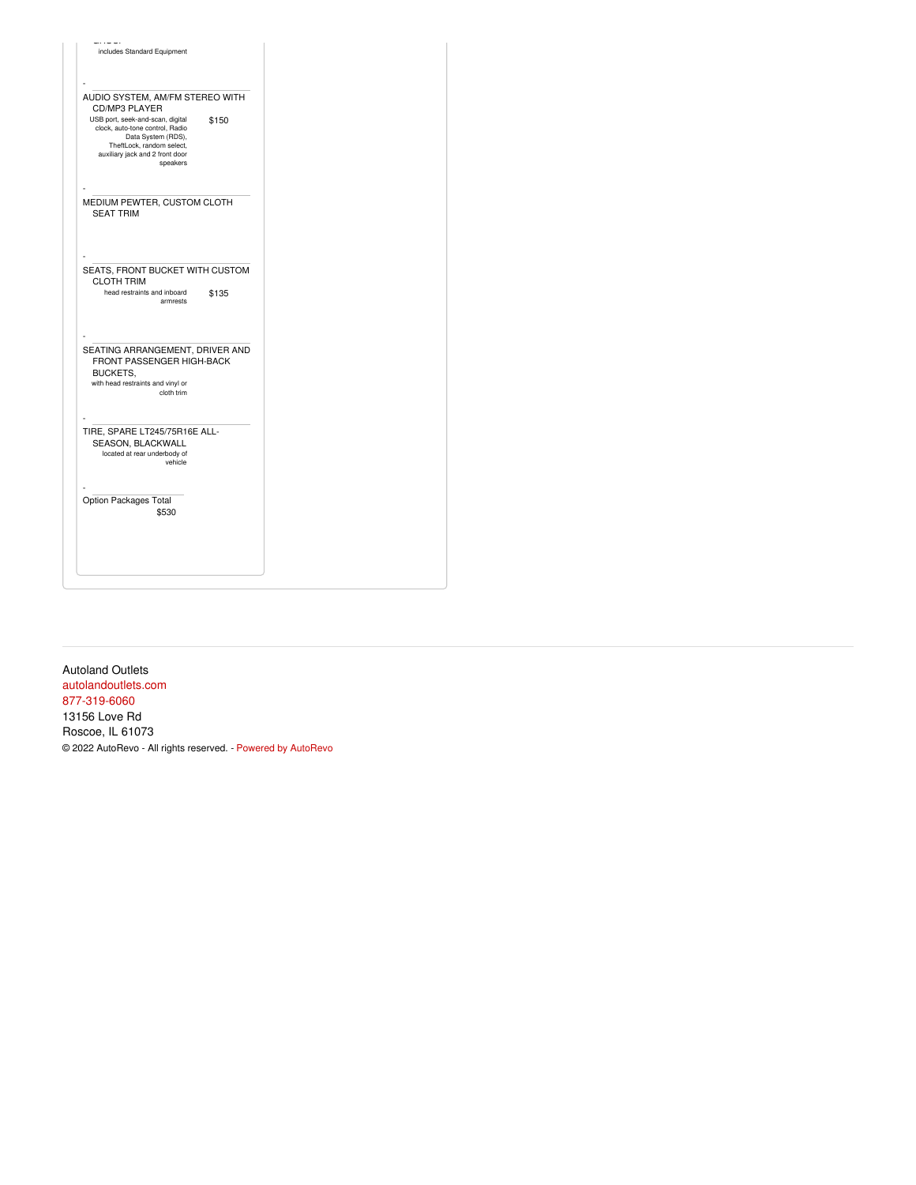includes Standard Equipment

-

AUDIO SYSTEM, AM/FM STEREO WITH CD/MP3 PLAYER

USB port, seek-and-scan, digital clock, auto-tone control, Radio Data System (RDS), TheftLock, random select, auxiliary jack and 2 front door speakers — $150

-

MEDIUM PEWTER, CUSTOM CLOTH SEAT TRIM

-

SEATS, FRONT BUCKET WITH CUSTOM CLOTH TRIM

head restraints and inboard armrests — $135

-

SEATING ARRANGEMENT, DRIVER AND FRONT PASSENGER HIGH-BACK BUCKETS,

with head restraints and vinyl or cloth trim

-

TIRE, SPARE LT245/75R16E ALL-SEASON, BLACKWALL

located at rear underbody of vehicle

-

Option Packages Total

$530

Autoland Outlets
autolandoutlets.com
877-319-6060
13156 Love Rd
Roscoe, IL 61073

© 2022 AutoRevo - All rights reserved. - Powered by AutoRevo